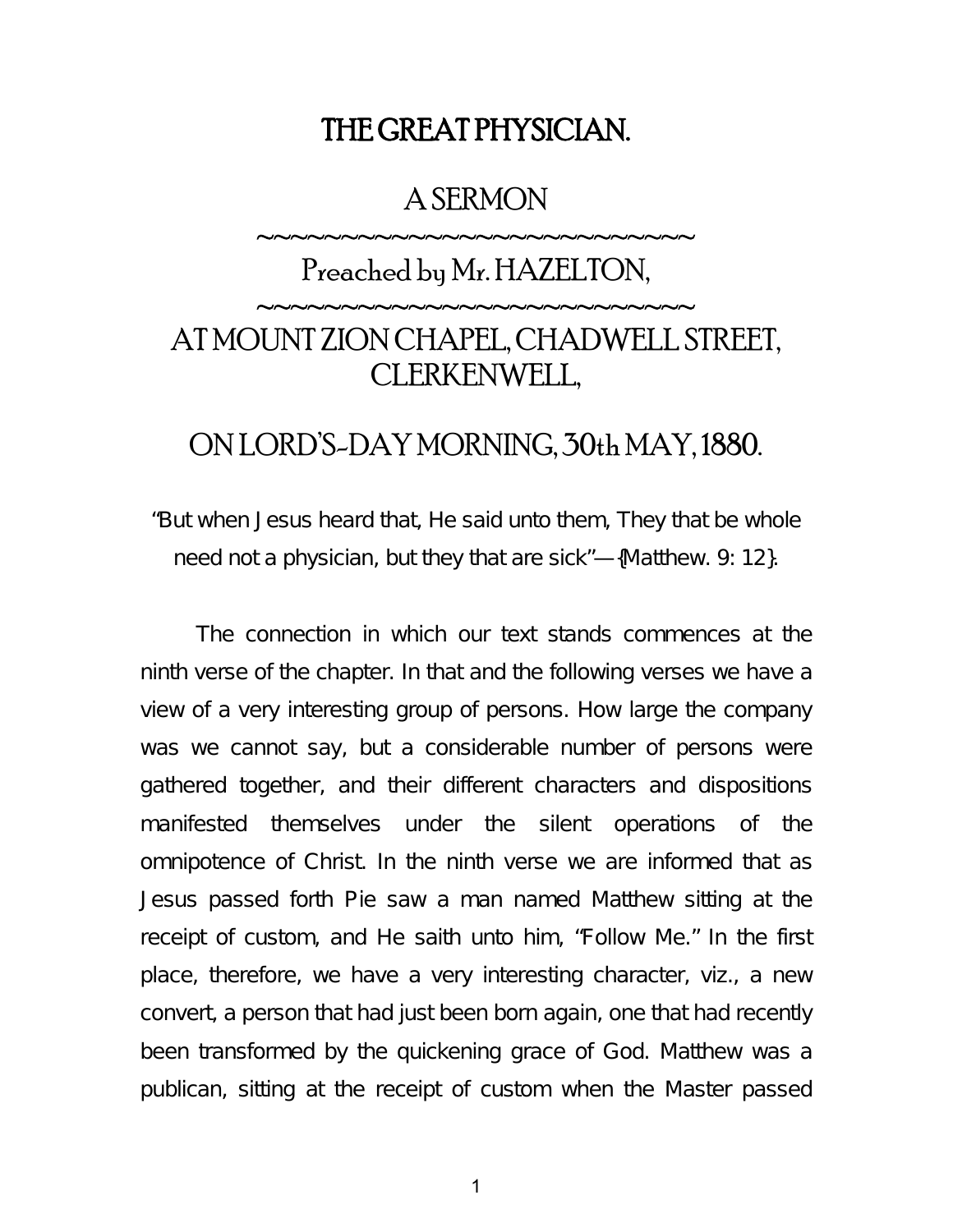# THE GREAT PHYSICIAN.

## A SERMON

~~~~~~~~~~~~~~~~~~~~~~~~~~~~

Preached by Mr. HAZELTON,

~~~~~~~~~~~~~~~~~~~~~~~~~~~~

## AT MOUNT ZION CHAPEL, CHADWELL STREET, CLERKENWELL,

## ON LORD'S-DAY MORNING, 30th MAY, 1880.

"But when Jesus heard that, He said unto them, They that be whole need not a physician, but they that are sick"—{Matthew. 9: 12}.

The connection in which our text stands commences at the ninth verse of the chapter. In that and the following verses we have a view of a very interesting group of persons. How large the company was we cannot say, but a considerable number of persons were gathered together, and their different characters and dispositions manifested themselves under the silent operations of the omnipotence of Christ. In the ninth verse we are informed that as Jesus passed forth Pie saw a man named Matthew sitting at the receipt of custom, and He saith unto him, "Follow Me." In the first place, therefore, we have a very interesting character, viz., a new convert, a person that had just been born again, one that had recently been transformed by the quickening grace of God. Matthew was a publican, sitting at the receipt of custom when the Master passed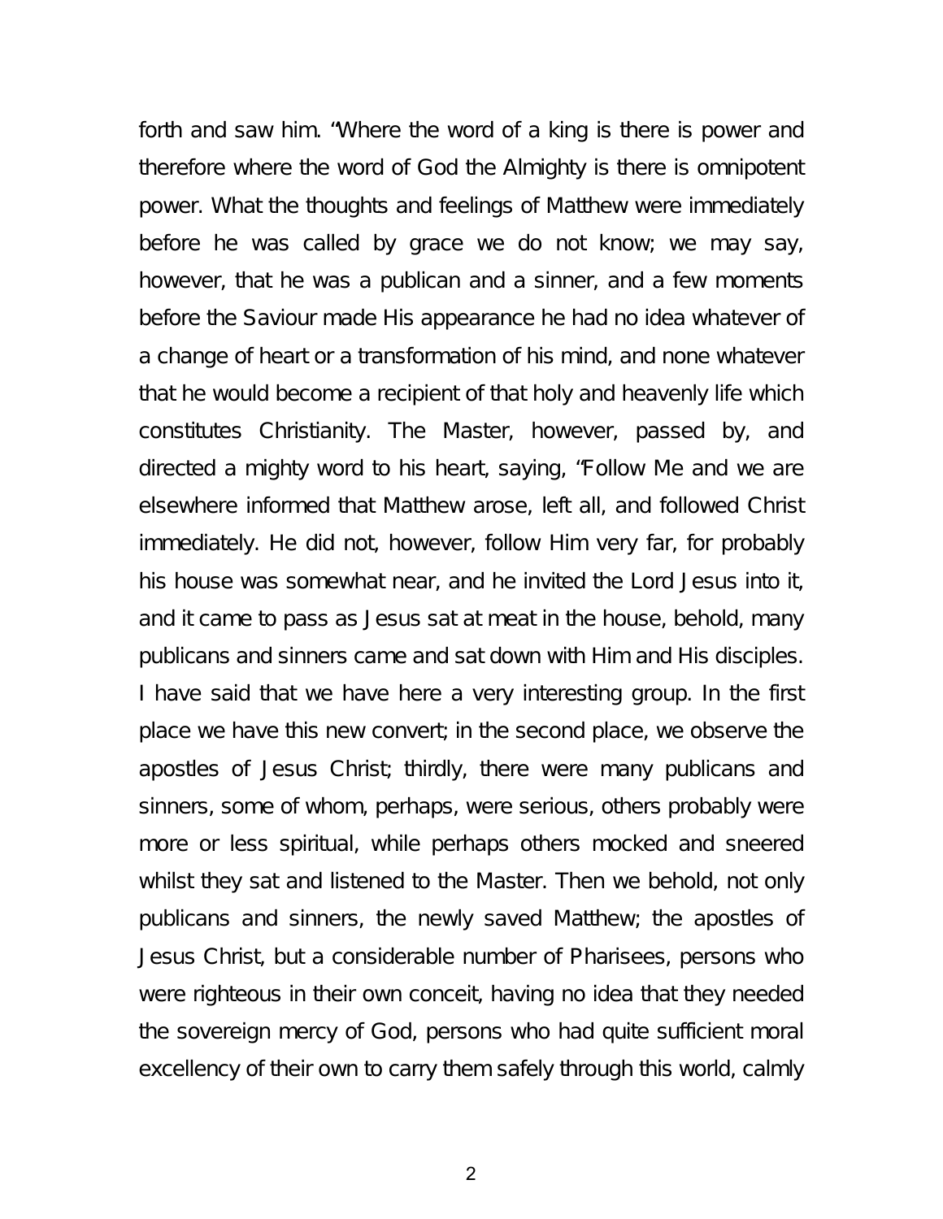forth and saw him. "Where the word of a king is there is power and therefore where the word of God the Almighty is there is omnipotent power. What the thoughts and feelings of Matthew were immediately before he was called by grace we do not know; we may say, however, that he was a publican and a sinner, and a few moments before the Saviour made His appearance he had no idea whatever of a change of heart or a transformation of his mind, and none whatever that he would become a recipient of that holy and heavenly life which constitutes Christianity. The Master, however, passed by, and directed a mighty word to his heart, saying, "Follow Me and we are elsewhere informed that Matthew arose, left all, and followed Christ immediately. He did not, however, follow Him very far, for probably his house was somewhat near, and he invited the Lord Jesus into it, and it came to pass as Jesus sat at meat in the house, behold, many publicans and sinners came and sat down with Him and His disciples. I have said that we have here a very interesting group. In the first place we have this new convert; in the second place, we observe the apostles of Jesus Christ; thirdly, there were many publicans and sinners, some of whom, perhaps, were serious, others probably were more or less spiritual, while perhaps others mocked and sneered whilst they sat and listened to the Master. Then we behold, not only publicans and sinners, the newly saved Matthew; the apostles of Jesus Christ, but a considerable number of Pharisees, persons who were righteous in their own conceit, having no idea that they needed the sovereign mercy of God, persons who had quite sufficient moral excellency of their own to carry them safely through this world, calmly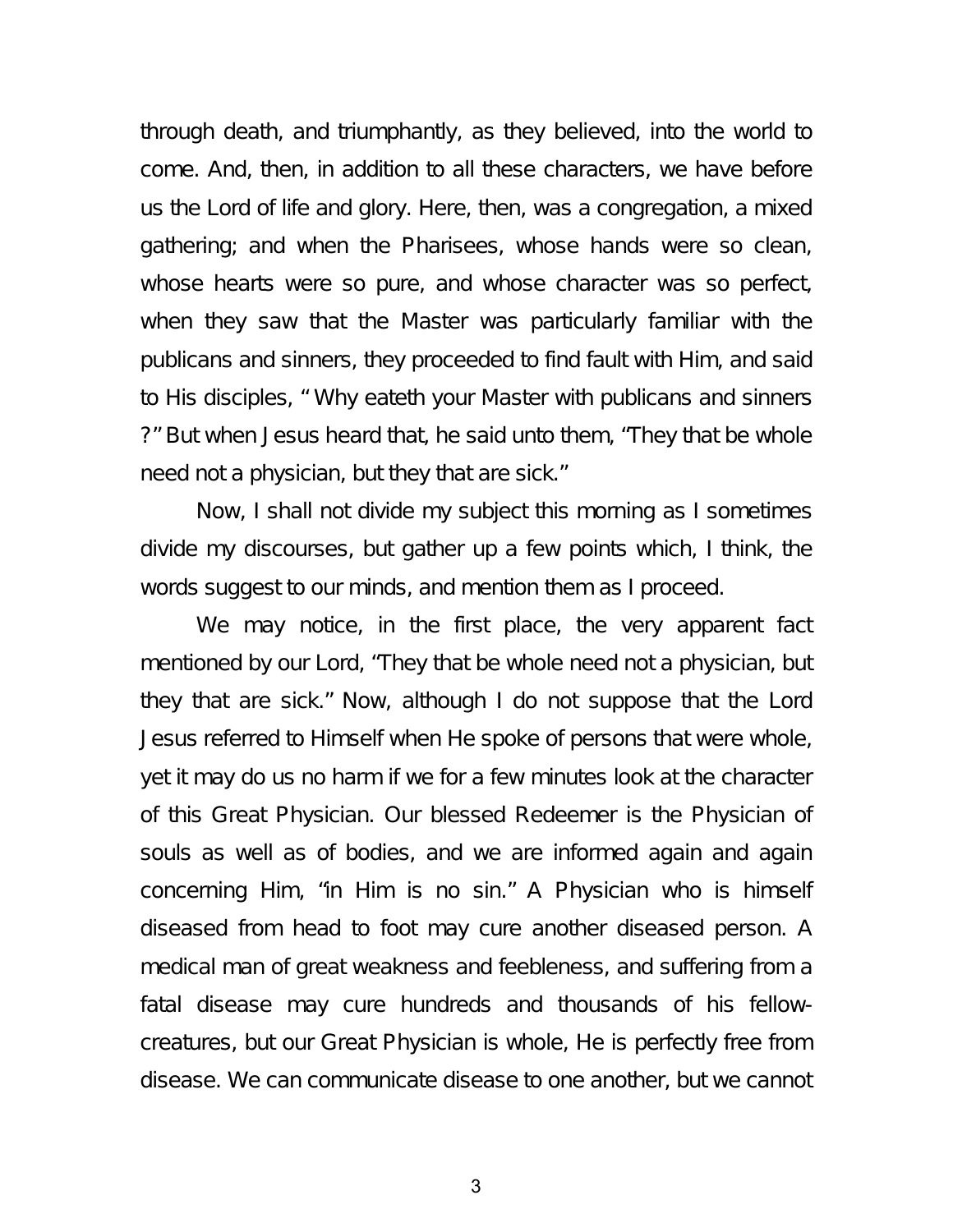through death, and triumphantly, as they believed, into the world to come. And, then, in addition to all these characters, we have before us the Lord of life and glory. Here, then, was a congregation, a mixed gathering; and when the Pharisees, whose hands were so clean, whose hearts were so pure, and whose character was so perfect, when they saw that the Master was particularly familiar with the publicans and sinners, they proceeded to find fault with Him, and said to His disciples, " Why eateth your Master with publicans and sinners ?" But when Jesus heard that, he said unto them, "They that be whole need not a physician, but they that are sick."

Now, I shall not divide my subject this morning as I sometimes divide my discourses, but gather up a few points which, I think, the words suggest to our minds, and mention them as I proceed.

We may notice, in the first place, the very apparent fact mentioned by our Lord, "They that be whole need not a physician, but they that are sick." Now, although I do not suppose that the Lord Jesus referred to Himself when He spoke of persons that were whole, yet it may do us no harm if we for a few minutes look at the character of this Great Physician. Our blessed Redeemer is the Physician of souls as well as of bodies, and we are informed again and again concerning Him, "in Him is no sin." A Physician who is himself diseased from head to foot may cure another diseased person. A medical man of great weakness and feebleness, and suffering from a fatal disease may cure hundreds and thousands of his fellow-creatures, but our Great Physician is whole, He is perfectly free from disease. We can communicate disease to one another, but we cannot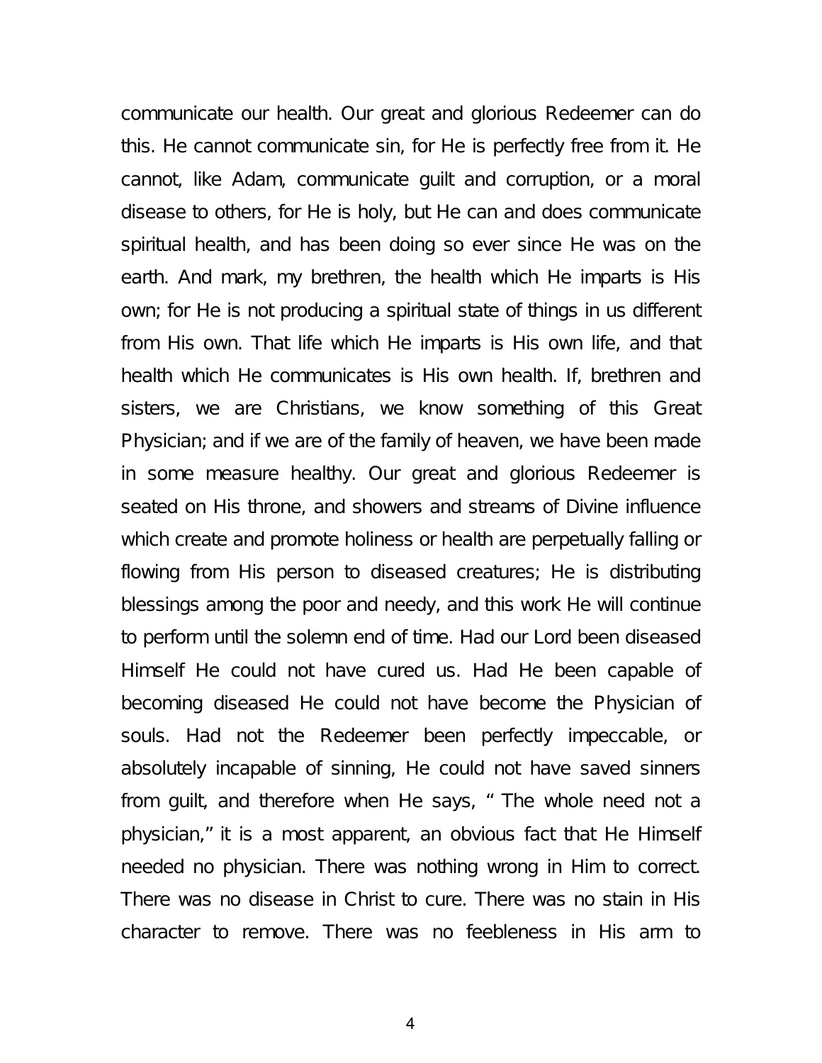communicate our health. Our great and glorious Redeemer can do this. He cannot communicate sin, for He is perfectly free from it. He cannot, like Adam, communicate guilt and corruption, or a moral disease to others, for He is holy, but He can and does communicate spiritual health, and has been doing so ever since He was on the earth. And mark, my brethren, the health which He imparts is His own; for He is not producing a spiritual state of things in us different from His own. That life which He imparts is His own life, and that health which He communicates is His own health. If, brethren and sisters, we are Christians, we know something of this Great Physician; and if we are of the family of heaven, we have been made in some measure healthy. Our great and glorious Redeemer is seated on His throne, and showers and streams of Divine influence which create and promote holiness or health are perpetually falling or flowing from His person to diseased creatures; He is distributing blessings among the poor and needy, and this work He will continue to perform until the solemn end of time. Had our Lord been diseased Himself He could not have cured us. Had He been capable of becoming diseased He could not have become the Physician of souls. Had not the Redeemer been perfectly impeccable, or absolutely incapable of sinning, He could not have saved sinners from guilt, and therefore when He says, " The whole need not a physician," it is a most apparent, an obvious fact that He Himself needed no physician. There was nothing wrong in Him to correct. There was no disease in Christ to cure. There was no stain in His character to remove. There was no feebleness in His arm to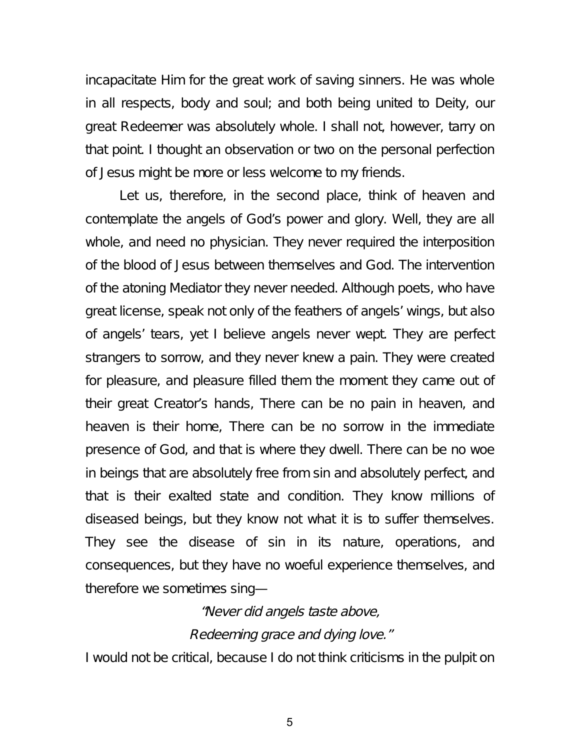incapacitate Him for the great work of saving sinners. He was whole in all respects, body and soul; and both being united to Deity, our great Redeemer was absolutely whole. I shall not, however, tarry on that point. I thought an observation or two on the personal perfection of Jesus might be more or less welcome to my friends.

Let us, therefore, in the second place, think of heaven and contemplate the angels of God's power and glory. Well, they are all whole, and need no physician. They never required the interposition of the blood of Jesus between themselves and God. The intervention of the atoning Mediator they never needed. Although poets, who have great license, speak not only of the feathers of angels' wings, but also of angels' tears, yet I believe angels never wept. They are perfect strangers to sorrow, and they never knew a pain. They were created for pleasure, and pleasure filled them the moment they came out of their great Creator's hands, There can be no pain in heaven, and heaven is their home, There can be no sorrow in the immediate presence of God, and that is where they dwell. There can be no woe in beings that are absolutely free from sin and absolutely perfect, and that is their exalted state and condition. They know millions of diseased beings, but they know not what it is to suffer themselves. They see the disease of sin in its nature, operations, and consequences, but they have no woeful experience themselves, and therefore we sometimes sing—

*"Never did angels taste above,*
*Redeeming grace and dying love."*

I would not be critical, because I do not think criticisms in the pulpit on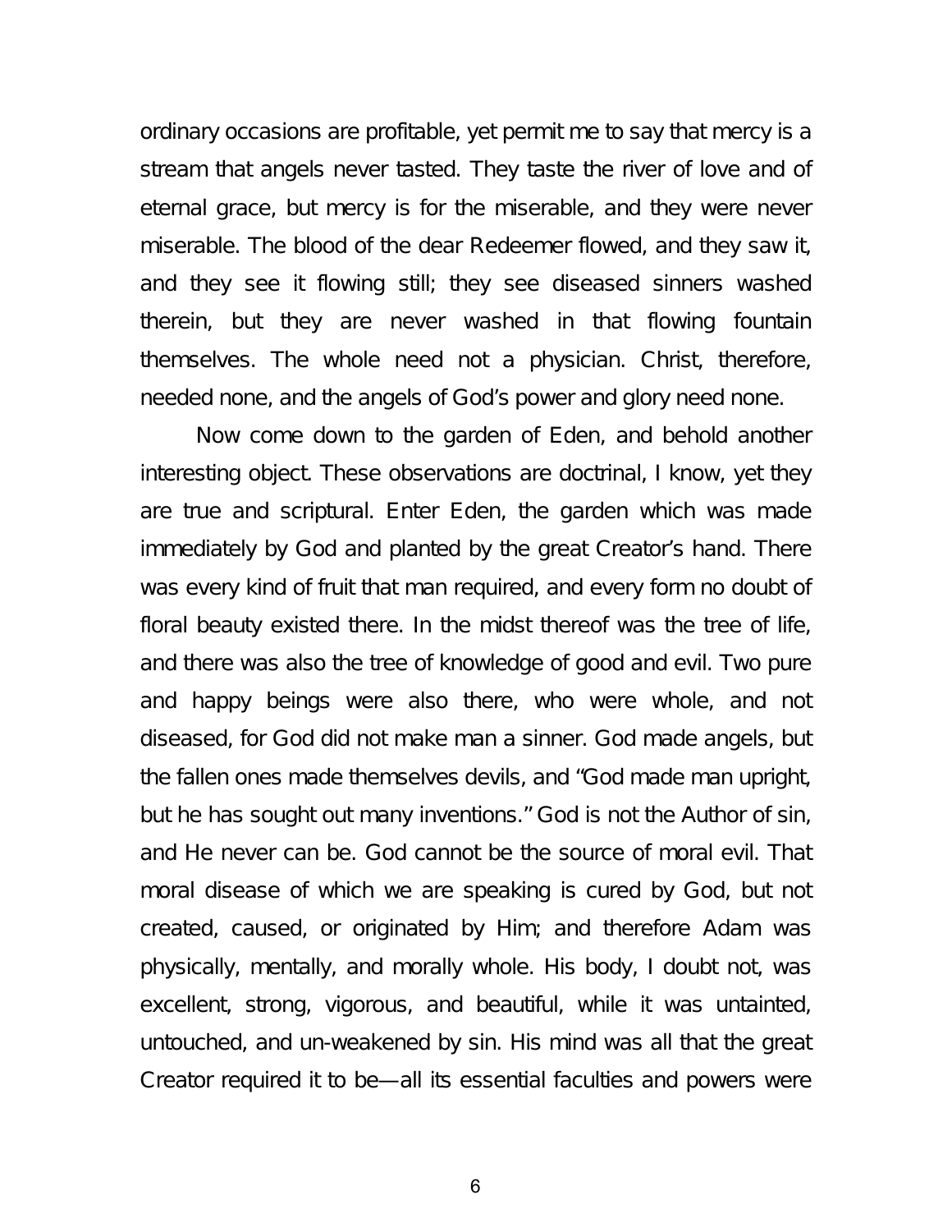ordinary occasions are profitable, yet permit me to say that mercy is a stream that angels never tasted. They taste the river of love and of eternal grace, but mercy is for the miserable, and they were never miserable. The blood of the dear Redeemer flowed, and they saw it, and they see it flowing still; they see diseased sinners washed therein, but they are never washed in that flowing fountain themselves. The whole need not a physician. Christ, therefore, needed none, and the angels of God's power and glory need none.

Now come down to the garden of Eden, and behold another interesting object. These observations are doctrinal, I know, yet they are true and scriptural. Enter Eden, the garden which was made immediately by God and planted by the great Creator's hand. There was every kind of fruit that man required, and every form no doubt of floral beauty existed there. In the midst thereof was the tree of life, and there was also the tree of knowledge of good and evil. Two pure and happy beings were also there, who were whole, and not diseased, for God did not make man a sinner. God made angels, but the fallen ones made themselves devils, and "God made man upright, but he has sought out many inventions." God is not the Author of sin, and He never can be. God cannot be the source of moral evil. That moral disease of which we are speaking is cured by God, but not created, caused, or originated by Him; and therefore Adam was physically, mentally, and morally whole. His body, I doubt not, was excellent, strong, vigorous, and beautiful, while it was untainted, untouched, and un-weakened by sin. His mind was all that the great Creator required it to be—all its essential faculties and powers were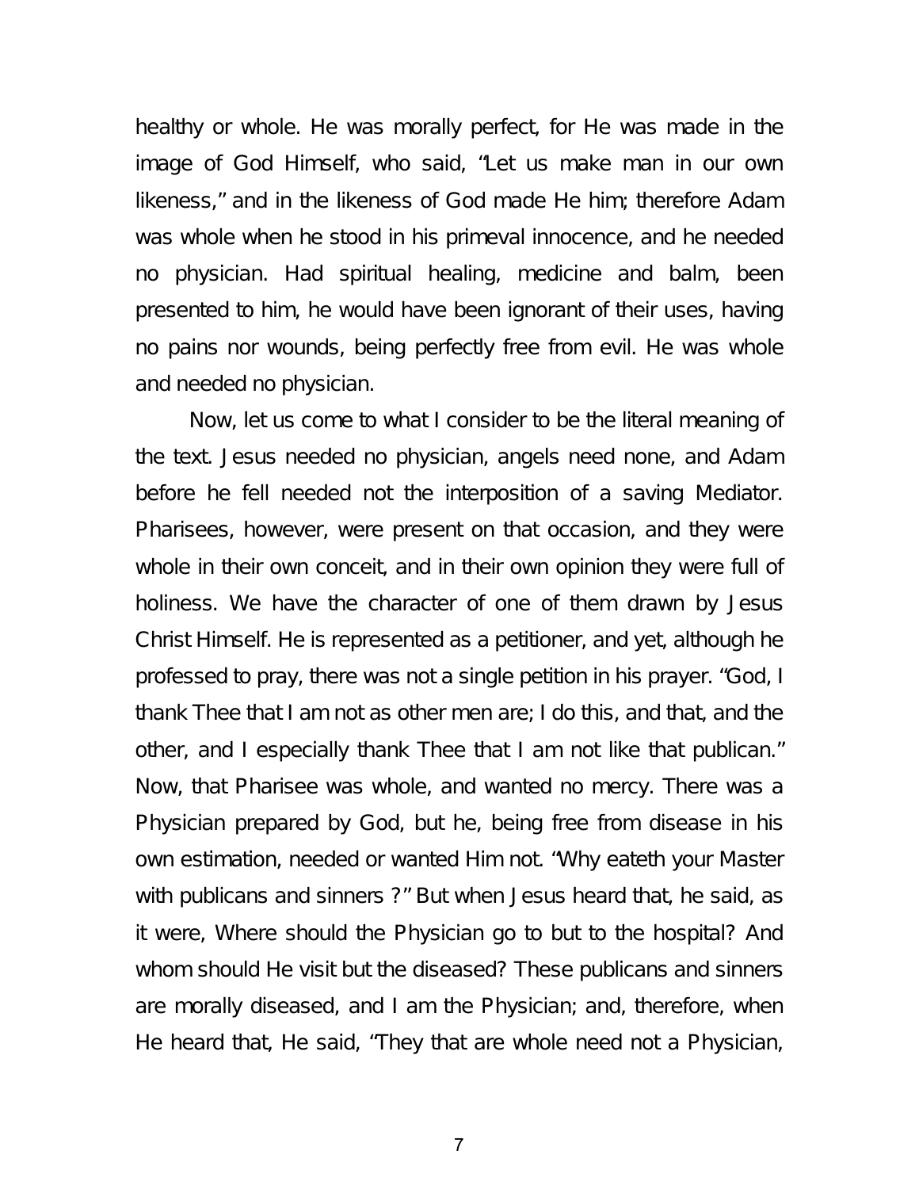healthy or whole. He was morally perfect, for He was made in the image of God Himself, who said, "Let us make man in our own likeness," and in the likeness of God made He him; therefore Adam was whole when he stood in his primeval innocence, and he needed no physician. Had spiritual healing, medicine and balm, been presented to him, he would have been ignorant of their uses, having no pains nor wounds, being perfectly free from evil. He was whole and needed no physician.

Now, let us come to what I consider to be the literal meaning of the text. Jesus needed no physician, angels need none, and Adam before he fell needed not the interposition of a saving Mediator. Pharisees, however, were present on that occasion, and they were whole in their own conceit, and in their own opinion they were full of holiness. We have the character of one of them drawn by Jesus Christ Himself. He is represented as a petitioner, and yet, although he professed to pray, there was not a single petition in his prayer. "God, I thank Thee that I am not as other men are; I do this, and that, and the other, and I especially thank Thee that I am not like that publican." Now, that Pharisee was whole, and wanted no mercy. There was a Physician prepared by God, but he, being free from disease in his own estimation, needed or wanted Him not. "Why eateth your Master with publicans and sinners ?" But when Jesus heard that, he said, as it were, Where should the Physician go to but to the hospital? And whom should He visit but the diseased? These publicans and sinners are morally diseased, and I am the Physician; and, therefore, when He heard that, He said, "They that are whole need not a Physician,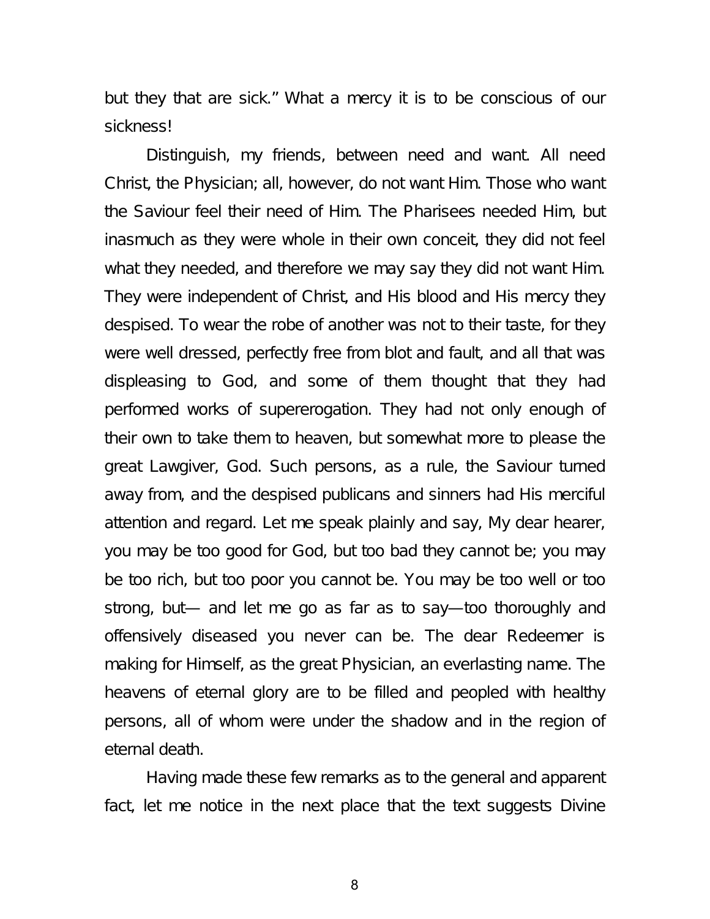but they that are sick." What a mercy it is to be conscious of our sickness!

Distinguish, my friends, between need and want. All need Christ, the Physician; all, however, do not want Him. Those who want the Saviour feel their need of Him. The Pharisees needed Him, but inasmuch as they were whole in their own conceit, they did not feel what they needed, and therefore we may say they did not want Him. They were independent of Christ, and His blood and His mercy they despised. To wear the robe of another was not to their taste, for they were well dressed, perfectly free from blot and fault, and all that was displeasing to God, and some of them thought that they had performed works of supererogation. They had not only enough of their own to take them to heaven, but somewhat more to please the great Lawgiver, God. Such persons, as a rule, the Saviour turned away from, and the despised publicans and sinners had His merciful attention and regard. Let me speak plainly and say, My dear hearer, you may be too good for God, but too bad they cannot be; you may be too rich, but too poor you cannot be. You may be too well or too strong, but— and let me go as far as to say—too thoroughly and offensively diseased you never can be. The dear Redeemer is making for Himself, as the great Physician, an everlasting name. The heavens of eternal glory are to be filled and peopled with healthy persons, all of whom were under the shadow and in the region of eternal death.

Having made these few remarks as to the general and apparent fact, let me notice in the next place that the text suggests Divine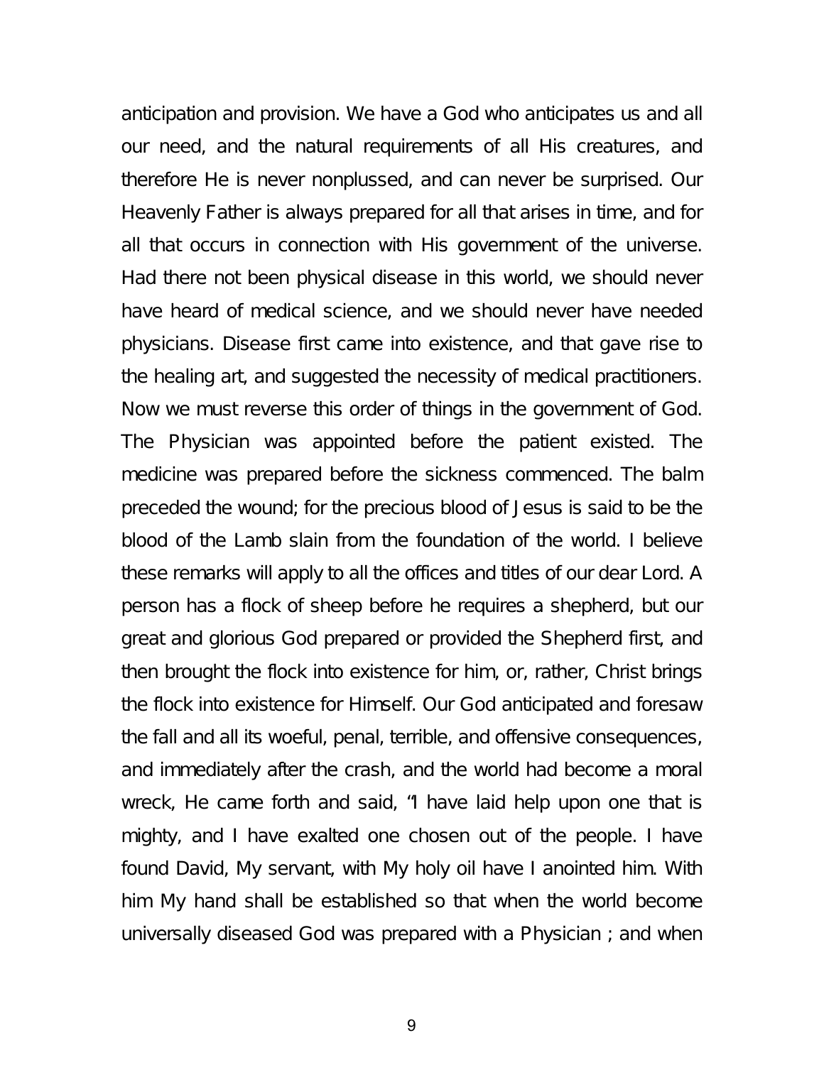anticipation and provision. We have a God who anticipates us and all our need, and the natural requirements of all His creatures, and therefore He is never nonplussed, and can never be surprised. Our Heavenly Father is always prepared for all that arises in time, and for all that occurs in connection with His government of the universe. Had there not been physical disease in this world, we should never have heard of medical science, and we should never have needed physicians. Disease first came into existence, and that gave rise to the healing art, and suggested the necessity of medical practitioners. Now we must reverse this order of things in the government of God. The Physician was appointed before the patient existed. The medicine was prepared before the sickness commenced. The balm preceded the wound; for the precious blood of Jesus is said to be the blood of the Lamb slain from the foundation of the world. I believe these remarks will apply to all the offices and titles of our dear Lord. A person has a flock of sheep before he requires a shepherd, but our great and glorious God prepared or provided the Shepherd first, and then brought the flock into existence for him, or, rather, Christ brings the flock into existence for Himself. Our God anticipated and foresaw the fall and all its woeful, penal, terrible, and offensive consequences, and immediately after the crash, and the world had become a moral wreck, He came forth and said, "I have laid help upon one that is mighty, and I have exalted one chosen out of the people. I have found David, My servant, with My holy oil have I anointed him. With him My hand shall be established so that when the world become universally diseased God was prepared with a Physician ; and when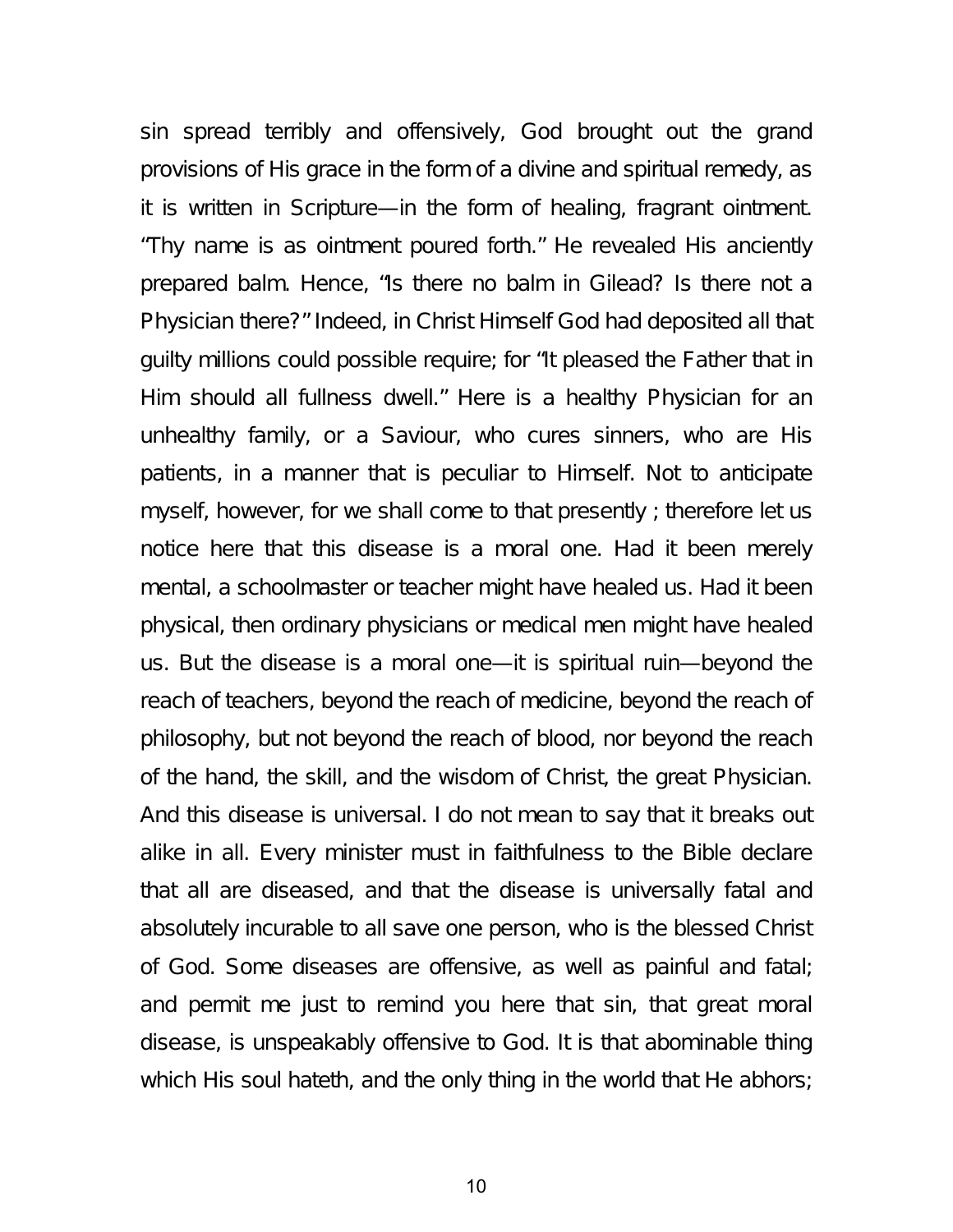sin spread terribly and offensively, God brought out the grand provisions of His grace in the form of a divine and spiritual remedy, as it is written in Scripture—in the form of healing, fragrant ointment. "Thy name is as ointment poured forth." He revealed His anciently prepared balm. Hence, "Is there no balm in Gilead? Is there not a Physician there?" Indeed, in Christ Himself God had deposited all that guilty millions could possible require; for "It pleased the Father that in Him should all fullness dwell." Here is a healthy Physician for an unhealthy family, or a Saviour, who cures sinners, who are His patients, in a manner that is peculiar to Himself. Not to anticipate myself, however, for we shall come to that presently ; therefore let us notice here that this disease is a moral one. Had it been merely mental, a schoolmaster or teacher might have healed us. Had it been physical, then ordinary physicians or medical men might have healed us. But the disease is a moral one—it is spiritual ruin—beyond the reach of teachers, beyond the reach of medicine, beyond the reach of philosophy, but not beyond the reach of blood, nor beyond the reach of the hand, the skill, and the wisdom of Christ, the great Physician. And this disease is universal. I do not mean to say that it breaks out alike in all. Every minister must in faithfulness to the Bible declare that all are diseased, and that the disease is universally fatal and absolutely incurable to all save one person, who is the blessed Christ of God. Some diseases are offensive, as well as painful and fatal; and permit me just to remind you here that sin, that great moral disease, is unspeakably offensive to God. It is that abominable thing which His soul hateth, and the only thing in the world that He abhors;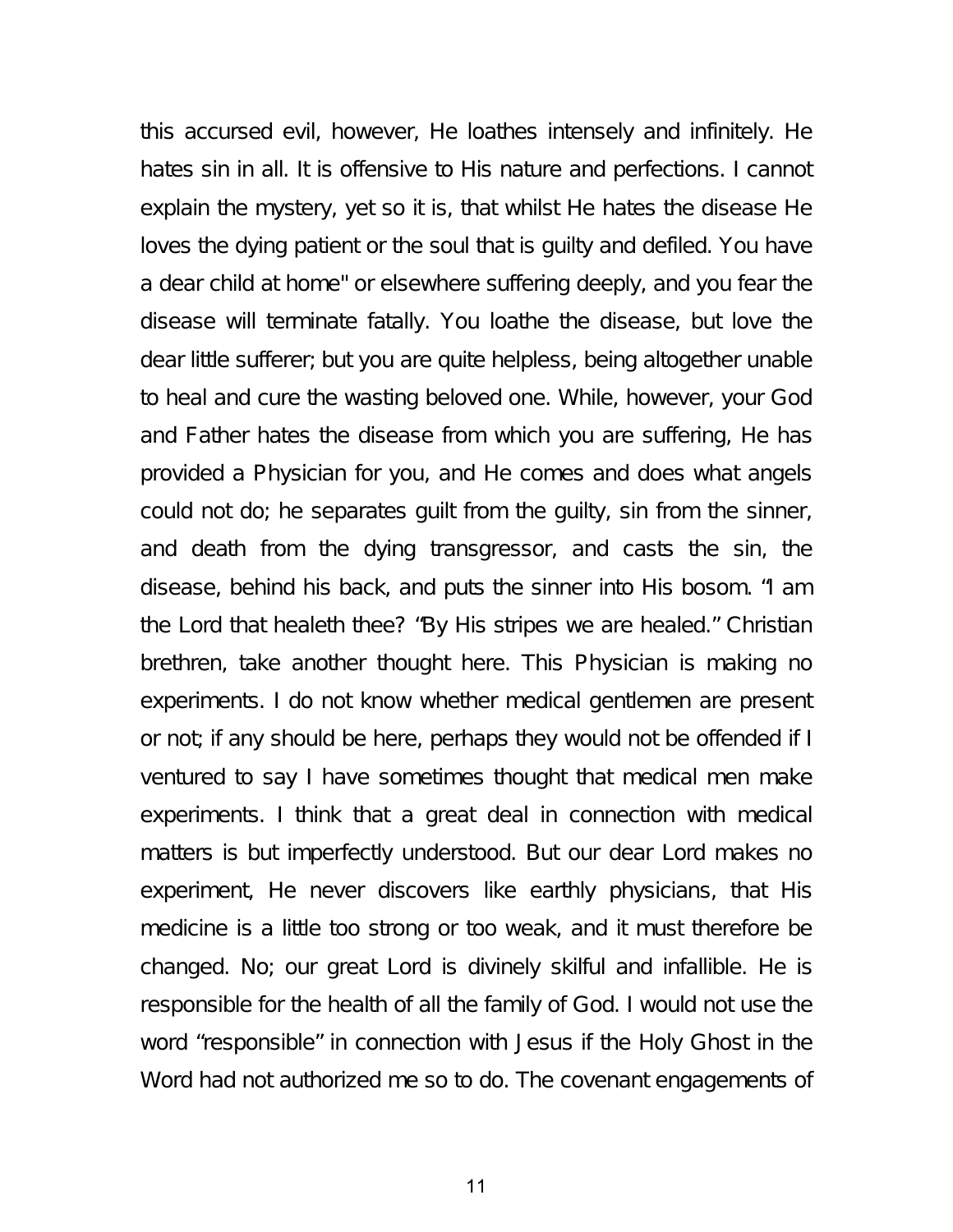this accursed evil, however, He loathes intensely and infinitely. He hates sin in all. It is offensive to His nature and perfections. I cannot explain the mystery, yet so it is, that whilst He hates the disease He loves the dying patient or the soul that is guilty and defiled. You have a dear child at home" or elsewhere suffering deeply, and you fear the disease will terminate fatally. You loathe the disease, but love the dear little sufferer; but you are quite helpless, being altogether unable to heal and cure the wasting beloved one. While, however, your God and Father hates the disease from which you are suffering, He has provided a Physician for you, and He comes and does what angels could not do; he separates guilt from the guilty, sin from the sinner, and death from the dying transgressor, and casts the sin, the disease, behind his back, and puts the sinner into His bosom. "I am the Lord that healeth thee? "By His stripes we are healed." Christian brethren, take another thought here. This Physician is making no experiments. I do not know whether medical gentlemen are present or not; if any should be here, perhaps they would not be offended if I ventured to say I have sometimes thought that medical men make experiments. I think that a great deal in connection with medical matters is but imperfectly understood. But our dear Lord makes no experiment, He never discovers like earthly physicians, that His medicine is a little too strong or too weak, and it must therefore be changed. No; our great Lord is divinely skilful and infallible. He is responsible for the health of all the family of God. I would not use the word "responsible" in connection with Jesus if the Holy Ghost in the Word had not authorized me so to do. The covenant engagements of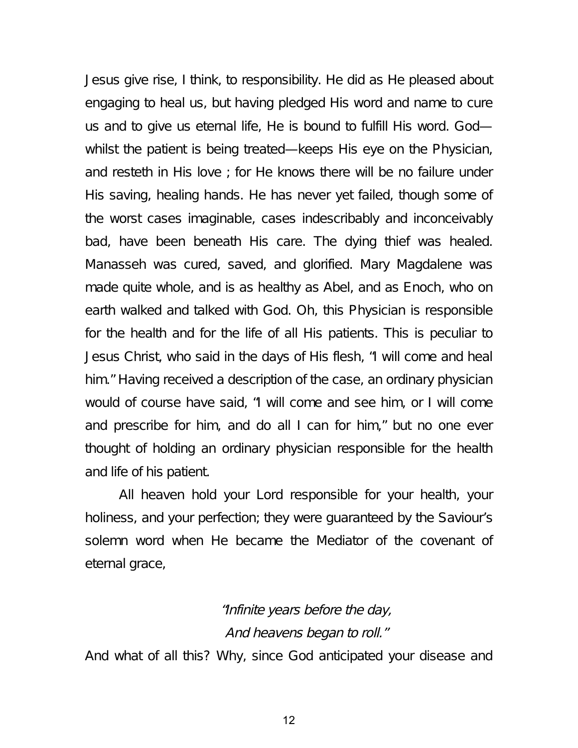Jesus give rise, I think, to responsibility. He did as He pleased about engaging to heal us, but having pledged His word and name to cure us and to give us eternal life, He is bound to fulfill His word. God—whilst the patient is being treated—keeps His eye on the Physician, and resteth in His love ; for He knows there will be no failure under His saving, healing hands. He has never yet failed, though some of the worst cases imaginable, cases indescribably and inconceivably bad, have been beneath His care. The dying thief was healed. Manasseh was cured, saved, and glorified. Mary Magdalene was made quite whole, and is as healthy as Abel, and as Enoch, who on earth walked and talked with God. Oh, this Physician is responsible for the health and for the life of all His patients. This is peculiar to Jesus Christ, who said in the days of His flesh, "I will come and heal him." Having received a description of the case, an ordinary physician would of course have said, "I will come and see him, or I will come and prescribe for him, and do all I can for him," but no one ever thought of holding an ordinary physician responsible for the health and life of his patient.

All heaven hold your Lord responsible for your health, your holiness, and your perfection; they were guaranteed by the Saviour's solemn word when He became the Mediator of the covenant of eternal grace,

*"Infinite years before the day,*
*And heavens began to roll."*

And what of all this? Why, since God anticipated your disease and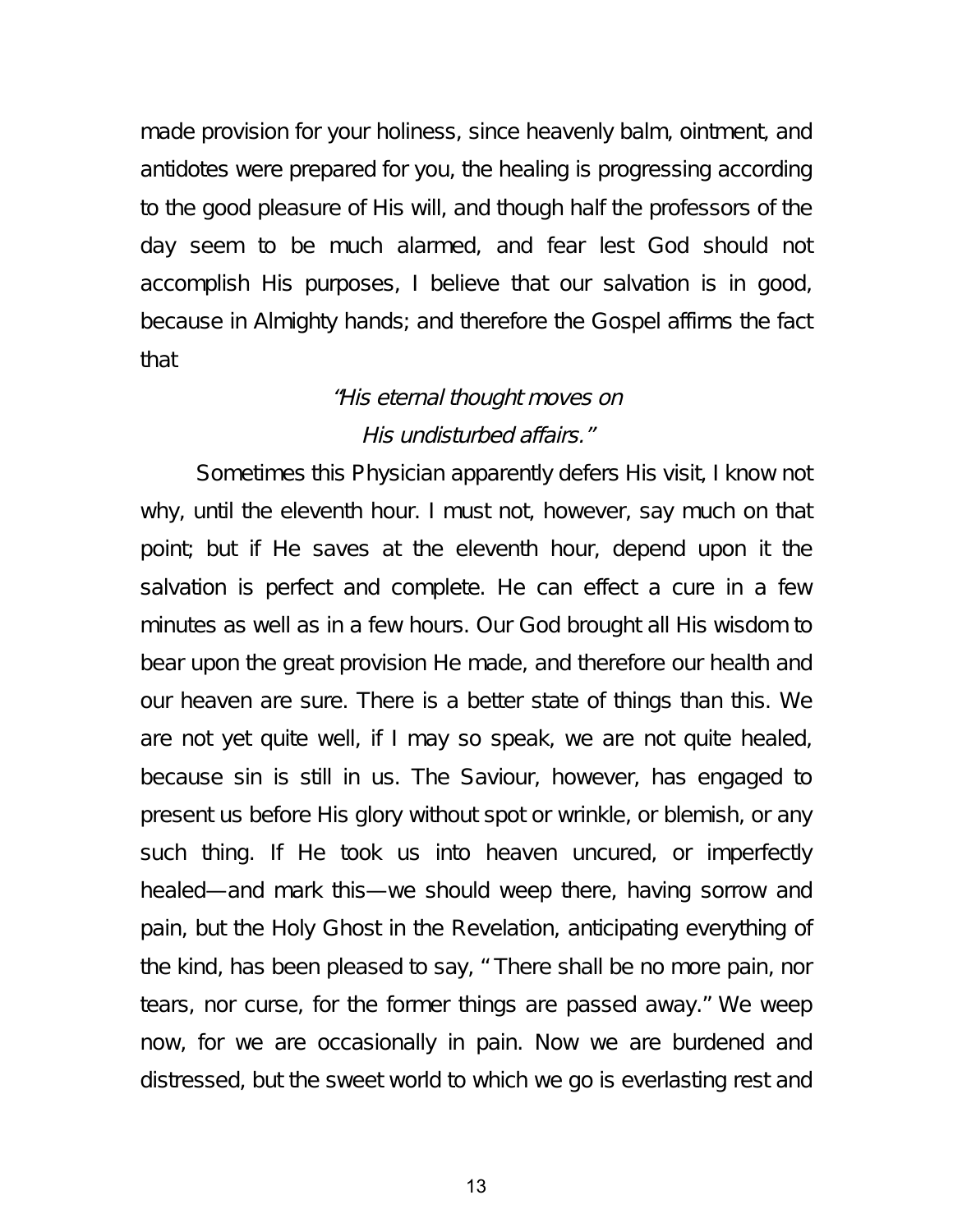made provision for your holiness, since heavenly balm, ointment, and antidotes were prepared for you, the healing is progressing according to the good pleasure of His will, and though half the professors of the day seem to be much alarmed, and fear lest God should not accomplish His purposes, I believe that our salvation is in good, because in Almighty hands; and therefore the Gospel affirms the fact that

*"His eternal thought moves on*
*His undisturbed affairs."*

Sometimes this Physician apparently defers His visit, I know not why, until the eleventh hour. I must not, however, say much on that point; but if He saves at the eleventh hour, depend upon it the salvation is perfect and complete. He can effect a cure in a few minutes as well as in a few hours. Our God brought all His wisdom to bear upon the great provision He made, and therefore our health and our heaven are sure. There is a better state of things than this. We are not yet quite well, if I may so speak, we are not quite healed, because sin is still in us. The Saviour, however, has engaged to present us before His glory without spot or wrinkle, or blemish, or any such thing. If He took us into heaven uncured, or imperfectly healed—and mark this—we should weep there, having sorrow and pain, but the Holy Ghost in the Revelation, anticipating everything of the kind, has been pleased to say, "There shall be no more pain, nor tears, nor curse, for the former things are passed away." We weep now, for we are occasionally in pain. Now we are burdened and distressed, but the sweet world to which we go is everlasting rest and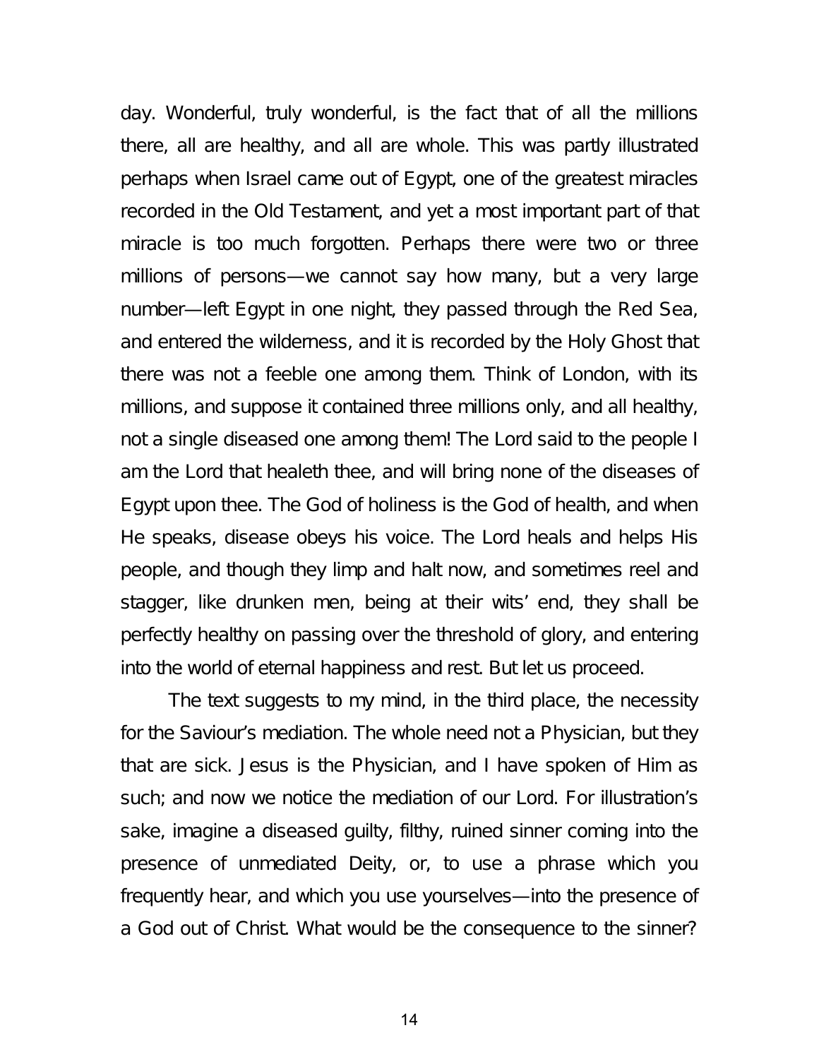day. Wonderful, truly wonderful, is the fact that of all the millions there, all are healthy, and all are whole. This was partly illustrated perhaps when Israel came out of Egypt, one of the greatest miracles recorded in the Old Testament, and yet a most important part of that miracle is too much forgotten. Perhaps there were two or three millions of persons—we cannot say how many, but a very large number—left Egypt in one night, they passed through the Red Sea, and entered the wilderness, and it is recorded by the Holy Ghost that there was not a feeble one among them. Think of London, with its millions, and suppose it contained three millions only, and all healthy, not a single diseased one among them! The Lord said to the people I am the Lord that healeth thee, and will bring none of the diseases of Egypt upon thee. The God of holiness is the God of health, and when He speaks, disease obeys his voice. The Lord heals and helps His people, and though they limp and halt now, and sometimes reel and stagger, like drunken men, being at their wits' end, they shall be perfectly healthy on passing over the threshold of glory, and entering into the world of eternal happiness and rest. But let us proceed.

The text suggests to my mind, in the third place, the necessity for the Saviour's mediation. The whole need not a Physician, but they that are sick. Jesus is the Physician, and I have spoken of Him as such; and now we notice the mediation of our Lord. For illustration's sake, imagine a diseased guilty, filthy, ruined sinner coming into the presence of unmediated Deity, or, to use a phrase which you frequently hear, and which you use yourselves—into the presence of a God out of Christ. What would be the consequence to the sinner?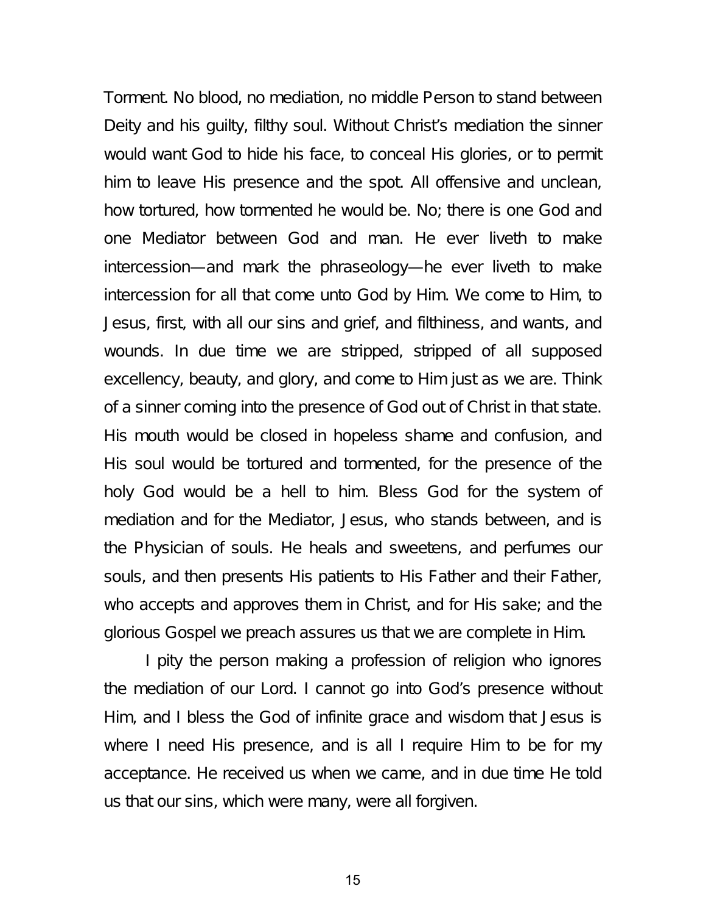Torment. No blood, no mediation, no middle Person to stand between Deity and his guilty, filthy soul. Without Christ's mediation the sinner would want God to hide his face, to conceal His glories, or to permit him to leave His presence and the spot. All offensive and unclean, how tortured, how tormented he would be. No; there is one God and one Mediator between God and man. He ever liveth to make intercession—and mark the phraseology—he ever liveth to make intercession for all that come unto God by Him. We come to Him, to Jesus, first, with all our sins and grief, and filthiness, and wants, and wounds. In due time we are stripped, stripped of all supposed excellency, beauty, and glory, and come to Him just as we are. Think of a sinner coming into the presence of God out of Christ in that state. His mouth would be closed in hopeless shame and confusion, and His soul would be tortured and tormented, for the presence of the holy God would be a hell to him. Bless God for the system of mediation and for the Mediator, Jesus, who stands between, and is the Physician of souls. He heals and sweetens, and perfumes our souls, and then presents His patients to His Father and their Father, who accepts and approves them in Christ, and for His sake; and the glorious Gospel we preach assures us that we are complete in Him.

I pity the person making a profession of religion who ignores the mediation of our Lord. I cannot go into God's presence without Him, and I bless the God of infinite grace and wisdom that Jesus is where I need His presence, and is all I require Him to be for my acceptance. He received us when we came, and in due time He told us that our sins, which were many, were all forgiven.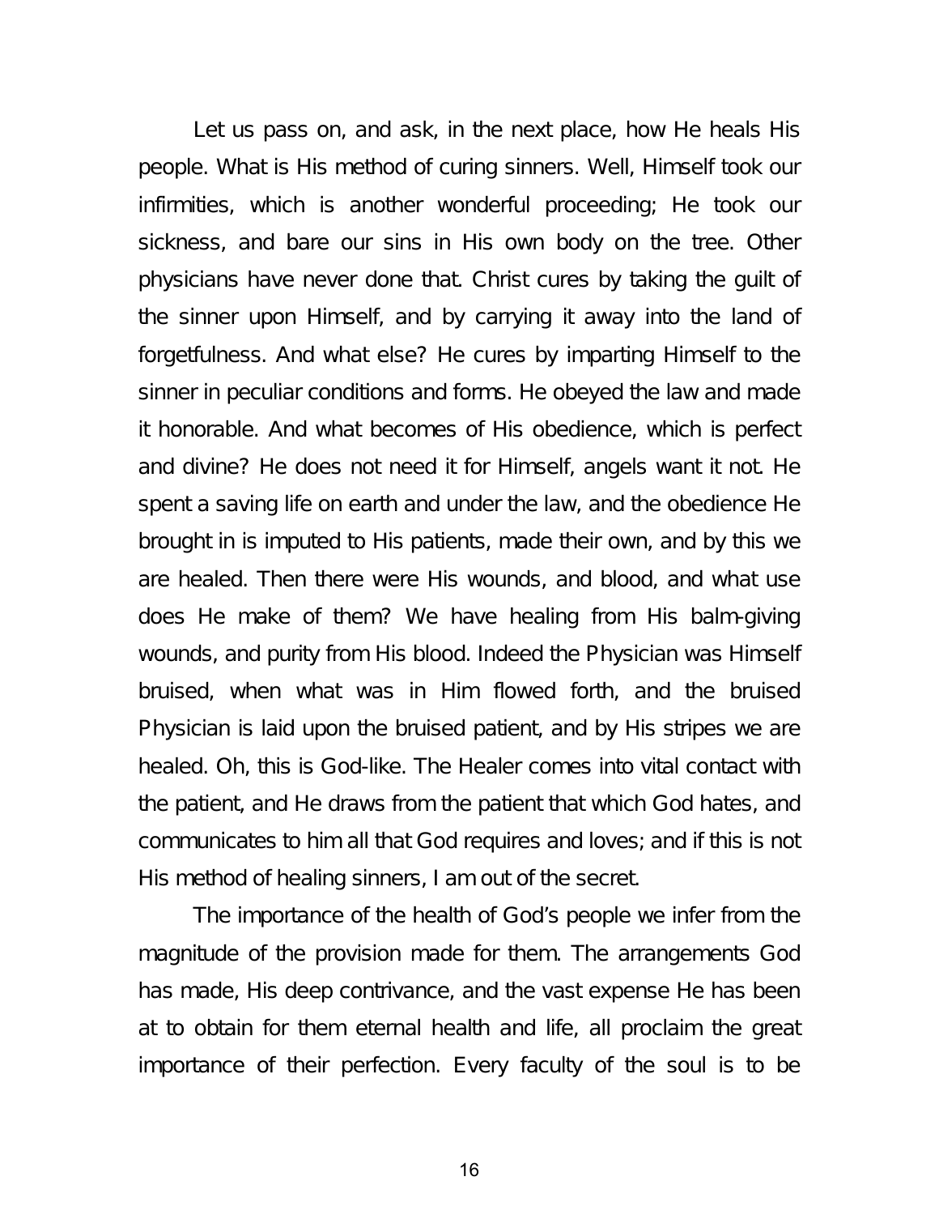Let us pass on, and ask, in the next place, how He heals His people. What is His method of curing sinners. Well, Himself took our infirmities, which is another wonderful proceeding; He took our sickness, and bare our sins in His own body on the tree. Other physicians have never done that. Christ cures by taking the guilt of the sinner upon Himself, and by carrying it away into the land of forgetfulness. And what else? He cures by imparting Himself to the sinner in peculiar conditions and forms. He obeyed the law and made it honorable. And what becomes of His obedience, which is perfect and divine? He does not need it for Himself, angels want it not. He spent a saving life on earth and under the law, and the obedience He brought in is imputed to His patients, made their own, and by this we are healed. Then there were His wounds, and blood, and what use does He make of them? We have healing from His balm-giving wounds, and purity from His blood. Indeed the Physician was Himself bruised, when what was in Him flowed forth, and the bruised Physician is laid upon the bruised patient, and by His stripes we are healed. Oh, this is God-like. The Healer comes into vital contact with the patient, and He draws from the patient that which God hates, and communicates to him all that God requires and loves; and if this is not His method of healing sinners, I am out of the secret.

The importance of the health of God's people we infer from the magnitude of the provision made for them. The arrangements God has made, His deep contrivance, and the vast expense He has been at to obtain for them eternal health and life, all proclaim the great importance of their perfection. Every faculty of the soul is to be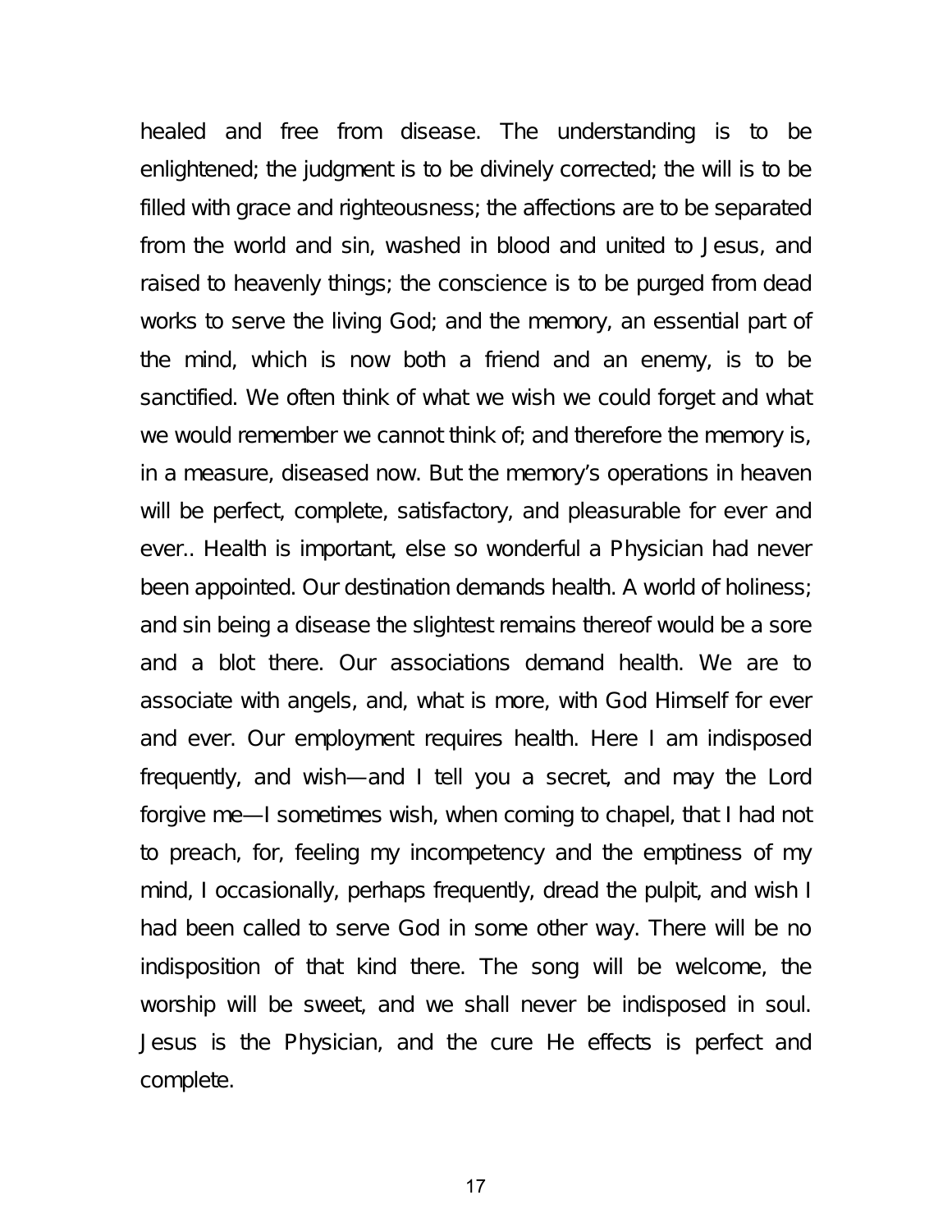healed and free from disease. The understanding is to be enlightened; the judgment is to be divinely corrected; the will is to be filled with grace and righteousness; the affections are to be separated from the world and sin, washed in blood and united to Jesus, and raised to heavenly things; the conscience is to be purged from dead works to serve the living God; and the memory, an essential part of the mind, which is now both a friend and an enemy, is to be sanctified. We often think of what we wish we could forget and what we would remember we cannot think of; and therefore the memory is, in a measure, diseased now. But the memory's operations in heaven will be perfect, complete, satisfactory, and pleasurable for ever and ever.. Health is important, else so wonderful a Physician had never been appointed. Our destination demands health. A world of holiness; and sin being a disease the slightest remains thereof would be a sore and a blot there. Our associations demand health. We are to associate with angels, and, what is more, with God Himself for ever and ever. Our employment requires health. Here I am indisposed frequently, and wish—and I tell you a secret, and may the Lord forgive me—I sometimes wish, when coming to chapel, that I had not to preach, for, feeling my incompetency and the emptiness of my mind, I occasionally, perhaps frequently, dread the pulpit, and wish I had been called to serve God in some other way. There will be no indisposition of that kind there. The song will be welcome, the worship will be sweet, and we shall never be indisposed in soul. Jesus is the Physician, and the cure He effects is perfect and complete.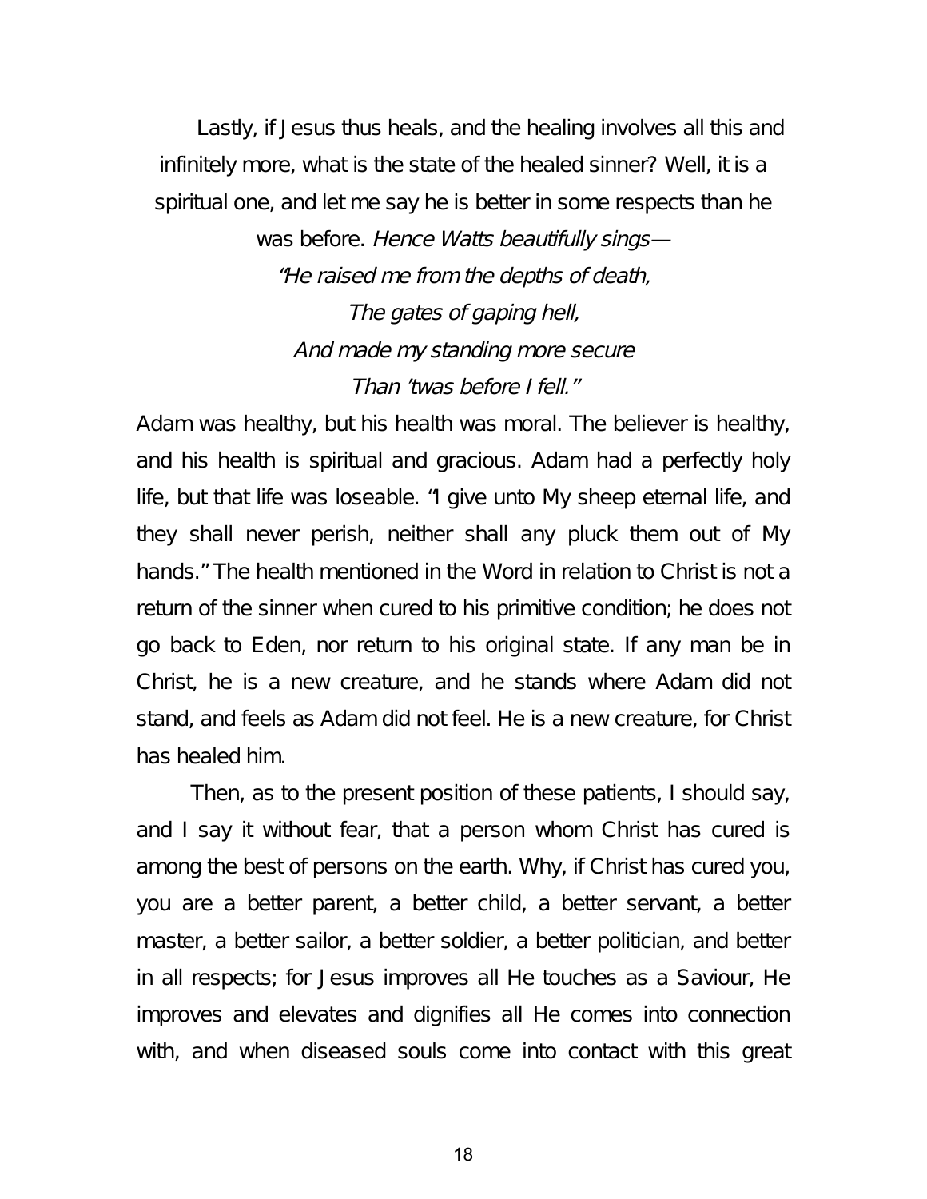Lastly, if Jesus thus heals, and the healing involves all this and infinitely more, what is the state of the healed sinner? Well, it is a spiritual one, and let me say he is better in some respects than he was before. *Hence Watts beautifully sings—*

*"He raised me from the depths of death,*
*The gates of gaping hell,*
*And made my standing more secure*
*Than 'twas before I fell."*

Adam was healthy, but his health was moral. The believer is healthy, and his health is spiritual and gracious. Adam had a perfectly holy life, but that life was loseable. "I give unto My sheep eternal life, and they shall never perish, neither shall any pluck them out of My hands." The health mentioned in the Word in relation to Christ is not a return of the sinner when cured to his primitive condition; he does not go back to Eden, nor return to his original state. If any man be in Christ, he is a new creature, and he stands where Adam did not stand, and feels as Adam did not feel. He is a new creature, for Christ has healed him.

Then, as to the present position of these patients, I should say, and I say it without fear, that a person whom Christ has cured is among the best of persons on the earth. Why, if Christ has cured you, you are a better parent, a better child, a better servant, a better master, a better sailor, a better soldier, a better politician, and better in all respects; for Jesus improves all He touches as a Saviour, He improves and elevates and dignifies all He comes into connection with, and when diseased souls come into contact with this great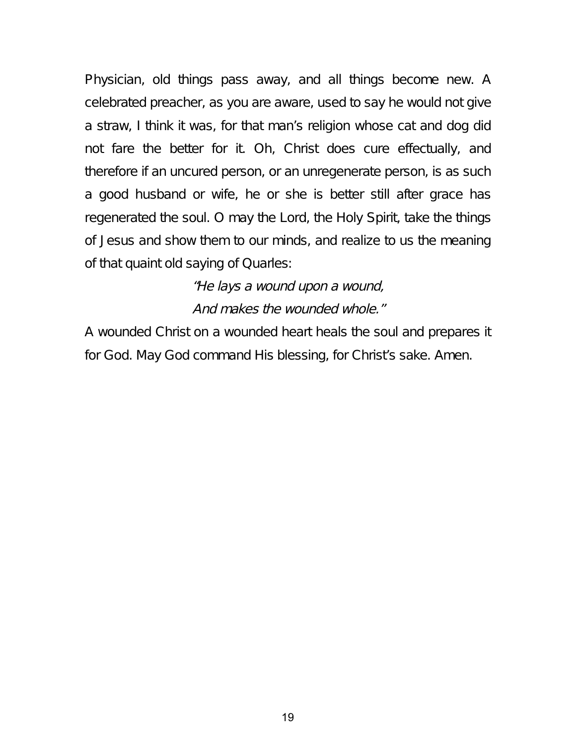Physician, old things pass away, and all things become new. A celebrated preacher, as you are aware, used to say he would not give a straw, I think it was, for that man's religion whose cat and dog did not fare the better for it. Oh, Christ does cure effectually, and therefore if an uncured person, or an unregenerate person, is as such a good husband or wife, he or she is better still after grace has regenerated the soul. O may the Lord, the Holy Spirit, take the things of Jesus and show them to our minds, and realize to us the meaning of that quaint old saying of Quarles:

*"He lays a wound upon a wound,*
*And makes the wounded whole."*

A wounded Christ on a wounded heart heals the soul and prepares it for God. May God command His blessing, for Christ's sake. Amen.